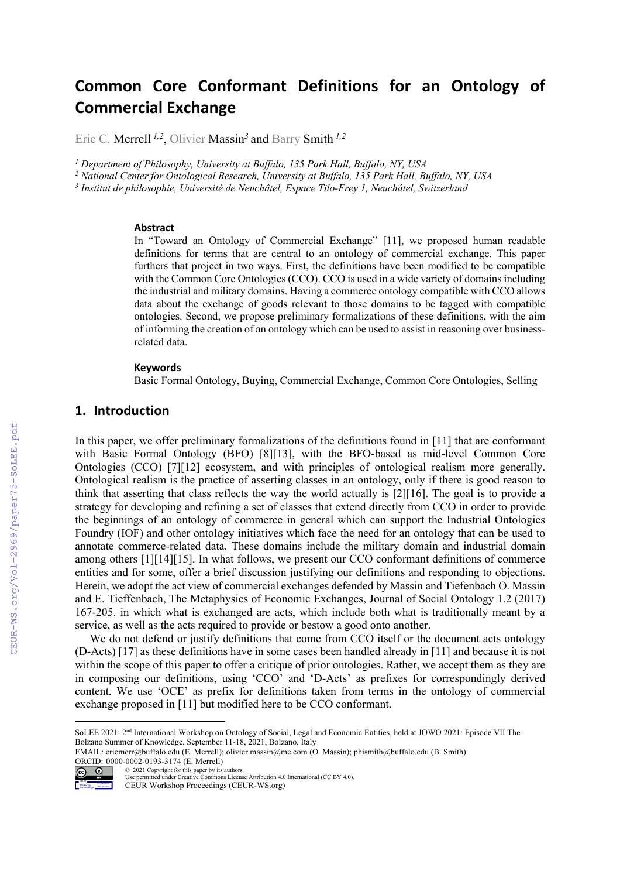# Common Core Conformant Definitions for an Ontology of Commercial Exchange

Eric C. Merrell [1,2], Olivier Massin[3] and Barry Smith [1,2]

[1] *Department of Philosophy, University at Buffalo, 135 Park Hall, Buffalo, NY, USA*
[2] *National Center for Ontological Research, University at Buffalo, 135 Park Hall, Buffalo, NY, USA*
[3] *Institut de philosophie, Université de Neuchâtel, Espace Tilo-Frey 1, Neuchâtel, Switzerland*

### Abstract

In "Toward an Ontology of Commercial Exchange" [11], we proposed human readable definitions for terms that are central to an ontology of commercial exchange. This paper furthers that project in two ways. First, the definitions have been modified to be compatible with the Common Core Ontologies (CCO). CCO is used in a wide variety of domains including the industrial and military domains. Having a commerce ontology compatible with CCO allows data about the exchange of goods relevant to those domains to be tagged with compatible ontologies. Second, we propose preliminary formalizations of these definitions, with the aim of informing the creation of an ontology which can be used to assist in reasoning over business-related data.

### Keywords

Basic Formal Ontology, Buying, Commercial Exchange, Common Core Ontologies, Selling

## 1. Introduction

In this paper, we offer preliminary formalizations of the definitions found in [11] that are conformant with Basic Formal Ontology (BFO) [8][13], with the BFO-based as mid-level Common Core Ontologies (CCO) [7][12] ecosystem, and with principles of ontological realism more generally. Ontological realism is the practice of asserting classes in an ontology, only if there is good reason to think that asserting that class reflects the way the world actually is [2][16]. The goal is to provide a strategy for developing and refining a set of classes that extend directly from CCO in order to provide the beginnings of an ontology of commerce in general which can support the Industrial Ontologies Foundry (IOF) and other ontology initiatives which face the need for an ontology that can be used to annotate commerce-related data. These domains include the military domain and industrial domain among others [1][14][15]. In what follows, we present our CCO conformant definitions of commerce entities and for some, offer a brief discussion justifying our definitions and responding to objections. Herein, we adopt the act view of commercial exchanges defended by Massin and Tiefenbach O. Massin and E. Tieffenbach, The Metaphysics of Economic Exchanges, Journal of Social Ontology 1.2 (2017) 167-205. in which what is exchanged are acts, which include both what is traditionally meant by a service, as well as the acts required to provide or bestow a good onto another.

We do not defend or justify definitions that come from CCO itself or the document acts ontology (D-Acts) [17] as these definitions have in some cases been handled already in [11] and because it is not within the scope of this paper to offer a critique of prior ontologies. Rather, we accept them as they are in composing our definitions, using 'CCO' and 'D-Acts' as prefixes for correspondingly derived content. We use 'OCE' as prefix for definitions taken from terms in the ontology of commercial exchange proposed in [11] but modified here to be CCO conformant.

---

SoLEE 2021: 2nd International Workshop on Ontology of Social, Legal and Economic Entities, held at JOWO 2021: Episode VII The Bolzano Summer of Knowledge, September 11-18, 2021, Bolzano, Italy
EMAIL: ericmerr@buffalo.edu (E. Merrell); olivier.massin@me.com (O. Massin); phismith@buffalo.edu (B. Smith)
ORCID: 0000-0002-0193-3174 (E. Merrell)
© 2021 Copyright for this paper by its authors.
Use permitted under Creative Commons License Attribution 4.0 International (CC BY 4.0).
CEUR Workshop Proceedings (CEUR-WS.org)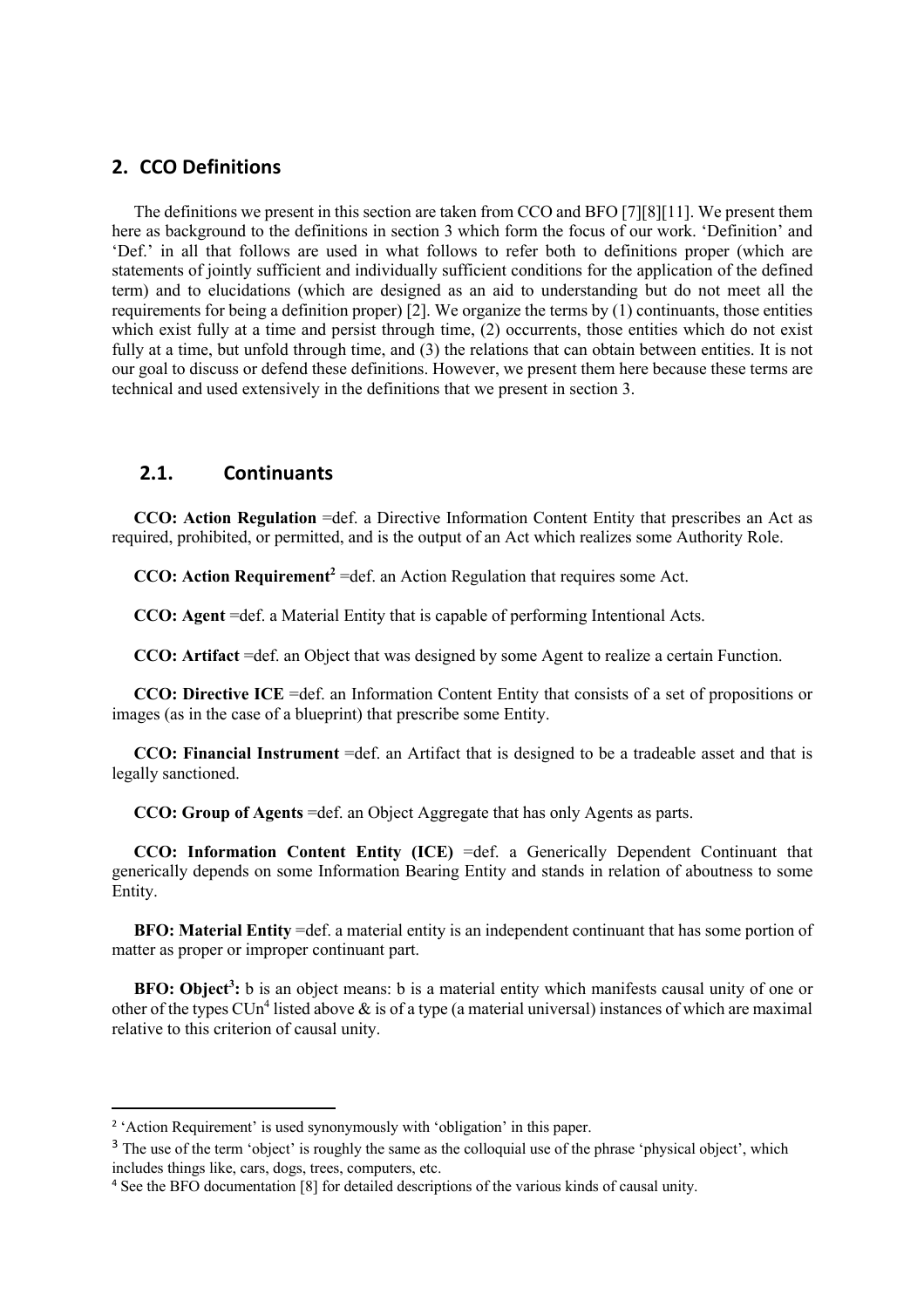## 2. CCO Definitions

The definitions we present in this section are taken from CCO and BFO [7][8][11]. We present them here as background to the definitions in section 3 which form the focus of our work. 'Definition' and 'Def.' in all that follows are used in what follows to refer both to definitions proper (which are statements of jointly sufficient and individually sufficient conditions for the application of the defined term) and to elucidations (which are designed as an aid to understanding but do not meet all the requirements for being a definition proper) [2]. We organize the terms by (1) continuants, those entities which exist fully at a time and persist through time, (2) occurrents, those entities which do not exist fully at a time, but unfold through time, and (3) the relations that can obtain between entities. It is not our goal to discuss or defend these definitions. However, we present them here because these terms are technical and used extensively in the definitions that we present in section 3.

### 2.1. Continuants

**CCO: Action Regulation** =def. a Directive Information Content Entity that prescribes an Act as required, prohibited, or permitted, and is the output of an Act which realizes some Authority Role.

**CCO: Action Requirement[2]** =def. an Action Regulation that requires some Act.

**CCO: Agent** =def. a Material Entity that is capable of performing Intentional Acts.

**CCO: Artifact** =def. an Object that was designed by some Agent to realize a certain Function.

**CCO: Directive ICE** =def. an Information Content Entity that consists of a set of propositions or images (as in the case of a blueprint) that prescribe some Entity.

**CCO: Financial Instrument** =def. an Artifact that is designed to be a tradeable asset and that is legally sanctioned.

**CCO: Group of Agents** =def. an Object Aggregate that has only Agents as parts.

**CCO: Information Content Entity (ICE)** =def. a Generically Dependent Continuant that generically depends on some Information Bearing Entity and stands in relation of aboutness to some Entity.

**BFO: Material Entity** =def. a material entity is an independent continuant that has some portion of matter as proper or improper continuant part.

**BFO: Object[3]:** b is an object means: b is a material entity which manifests causal unity of one or other of the types CUn[4] listed above & is of a type (a material universal) instances of which are maximal relative to this criterion of causal unity.

---

[2] 'Action Requirement' is used synonymously with 'obligation' in this paper.

[3] The use of the term 'object' is roughly the same as the colloquial use of the phrase 'physical object', which includes things like, cars, dogs, trees, computers, etc.

[4] See the BFO documentation [8] for detailed descriptions of the various kinds of causal unity.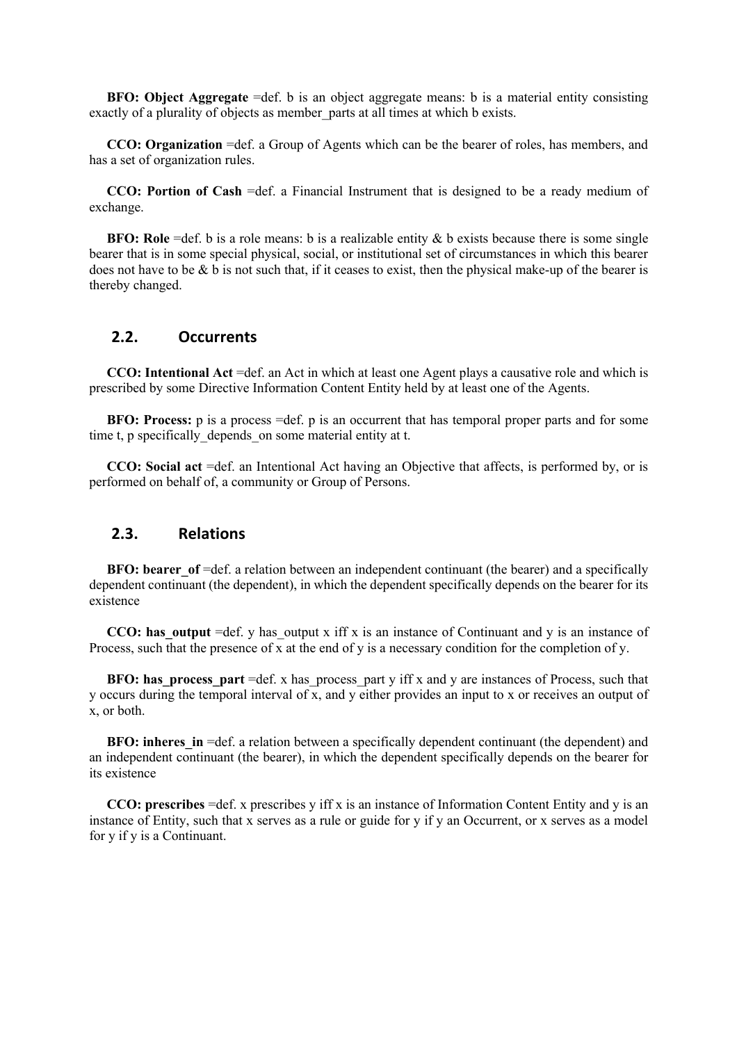**BFO: Object Aggregate** =def. b is an object aggregate means: b is a material entity consisting exactly of a plurality of objects as member_parts at all times at which b exists.

**CCO: Organization** =def. a Group of Agents which can be the bearer of roles, has members, and has a set of organization rules.

**CCO: Portion of Cash** =def. a Financial Instrument that is designed to be a ready medium of exchange.

**BFO: Role** =def. b is a role means: b is a realizable entity & b exists because there is some single bearer that is in some special physical, social, or institutional set of circumstances in which this bearer does not have to be & b is not such that, if it ceases to exist, then the physical make-up of the bearer is thereby changed.

## 2.2. Occurrents

**CCO: Intentional Act** =def. an Act in which at least one Agent plays a causative role and which is prescribed by some Directive Information Content Entity held by at least one of the Agents.

**BFO: Process:** p is a process =def. p is an occurrent that has temporal proper parts and for some time t, p specifically_depends_on some material entity at t.

**CCO: Social act** =def. an Intentional Act having an Objective that affects, is performed by, or is performed on behalf of, a community or Group of Persons.

## 2.3. Relations

**BFO: bearer_of** =def. a relation between an independent continuant (the bearer) and a specifically dependent continuant (the dependent), in which the dependent specifically depends on the bearer for its existence

**CCO: has_output** =def. y has_output x iff x is an instance of Continuant and y is an instance of Process, such that the presence of x at the end of y is a necessary condition for the completion of y.

**BFO: has_process_part** =def. x has_process_part y iff x and y are instances of Process, such that y occurs during the temporal interval of x, and y either provides an input to x or receives an output of x, or both.

**BFO: inheres_in** =def. a relation between a specifically dependent continuant (the dependent) and an independent continuant (the bearer), in which the dependent specifically depends on the bearer for its existence

**CCO: prescribes** =def. x prescribes y iff x is an instance of Information Content Entity and y is an instance of Entity, such that x serves as a rule or guide for y if y an Occurrent, or x serves as a model for y if y is a Continuant.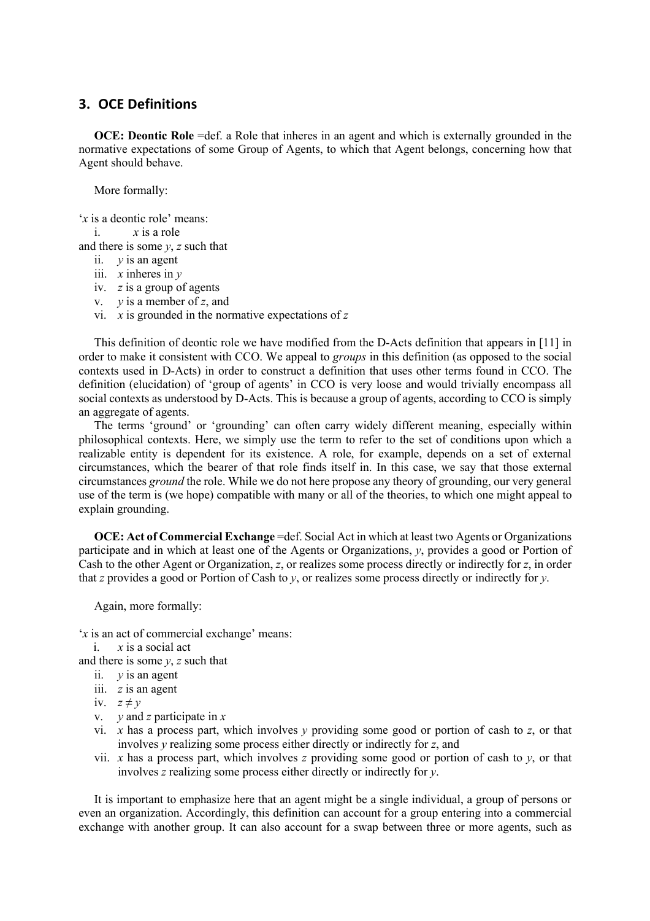## 3. OCE Definitions

**OCE: Deontic Role** =def. a Role that inheres in an agent and which is externally grounded in the normative expectations of some Group of Agents, to which that Agent belongs, concerning how that Agent should behave.

More formally:

'$x$ is a deontic role' means:

i. $x$ is a role

and there is some $y$, $z$ such that

ii. $y$ is an agent
iii. $x$ inheres in $y$
iv. $z$ is a group of agents
v. $y$ is a member of $z$, and
vi. $x$ is grounded in the normative expectations of $z$

This definition of deontic role we have modified from the D-Acts definition that appears in [11] in order to make it consistent with CCO. We appeal to *groups* in this definition (as opposed to the social contexts used in D-Acts) in order to construct a definition that uses other terms found in CCO. The definition (elucidation) of 'group of agents' in CCO is very loose and would trivially encompass all social contexts as understood by D-Acts. This is because a group of agents, according to CCO is simply an aggregate of agents.

The terms 'ground' or 'grounding' can often carry widely different meaning, especially within philosophical contexts. Here, we simply use the term to refer to the set of conditions upon which a realizable entity is dependent for its existence. A role, for example, depends on a set of external circumstances, which the bearer of that role finds itself in. In this case, we say that those external circumstances *ground* the role. While we do not here propose any theory of grounding, our very general use of the term is (we hope) compatible with many or all of the theories, to which one might appeal to explain grounding.

**OCE: Act of Commercial Exchange** =def. Social Act in which at least two Agents or Organizations participate and in which at least one of the Agents or Organizations, $y$, provides a good or Portion of Cash to the other Agent or Organization, $z$, or realizes some process directly or indirectly for $z$, in order that $z$ provides a good or Portion of Cash to $y$, or realizes some process directly or indirectly for $y$.

Again, more formally:

'$x$ is an act of commercial exchange' means:

i. $x$ is a social act

and there is some $y$, $z$ such that

ii. $y$ is an agent
iii. $z$ is an agent
iv. $z \neq y$
v. $y$ and $z$ participate in $x$
vi. $x$ has a process part, which involves $y$ providing some good or portion of cash to $z$, or that involves $y$ realizing some process either directly or indirectly for $z$, and
vii. $x$ has a process part, which involves $z$ providing some good or portion of cash to $y$, or that involves $z$ realizing some process either directly or indirectly for $y$.

It is important to emphasize here that an agent might be a single individual, a group of persons or even an organization. Accordingly, this definition can account for a group entering into a commercial exchange with another group. It can also account for a swap between three or more agents, such as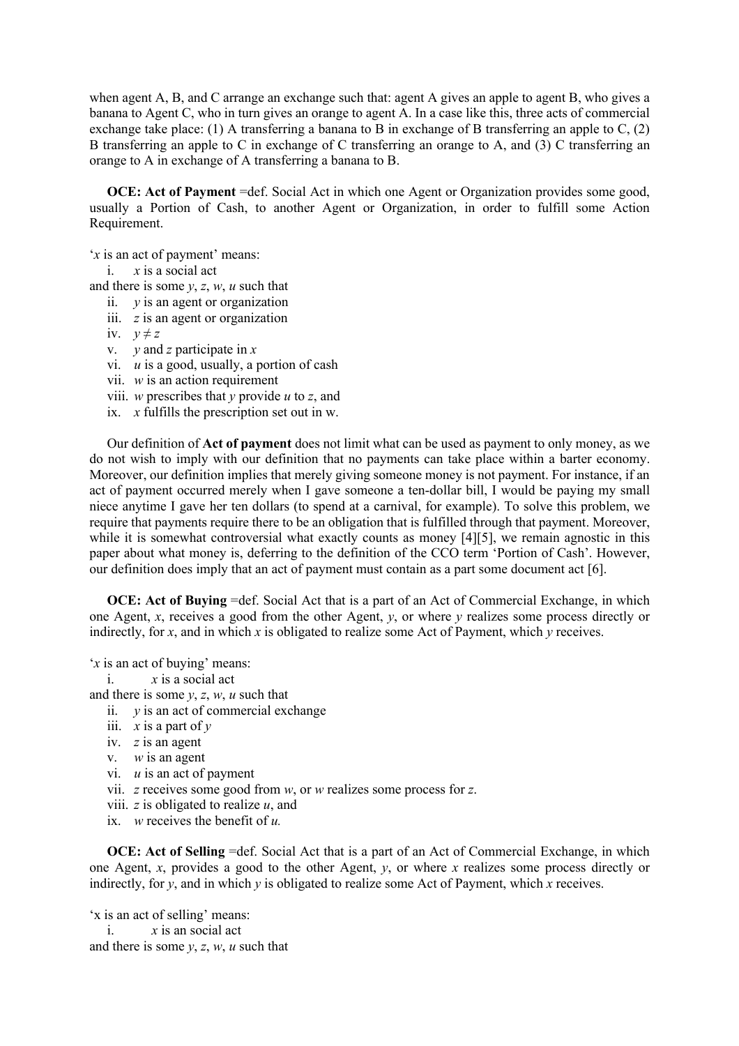when agent A, B, and C arrange an exchange such that: agent A gives an apple to agent B, who gives a banana to Agent C, who in turn gives an orange to agent A. In a case like this, three acts of commercial exchange take place: (1) A transferring a banana to B in exchange of B transferring an apple to C, (2) B transferring an apple to C in exchange of C transferring an orange to A, and (3) C transferring an orange to A in exchange of A transferring a banana to B.

**OCE: Act of Payment** =def. Social Act in which one Agent or Organization provides some good, usually a Portion of Cash, to another Agent or Organization, in order to fulfill some Action Requirement.

'*x* is an act of payment' means:

i. *x* is a social act

and there is some *y*, *z*, *w*, *u* such that

ii. *y* is an agent or organization
iii. *z* is an agent or organization
iv. $y \neq z$
v. *y* and *z* participate in *x*
vi. *u* is a good, usually, a portion of cash
vii. *w* is an action requirement
viii. *w* prescribes that *y* provide *u* to *z*, and
ix. *x* fulfills the prescription set out in w.

Our definition of **Act of payment** does not limit what can be used as payment to only money, as we do not wish to imply with our definition that no payments can take place within a barter economy. Moreover, our definition implies that merely giving someone money is not payment. For instance, if an act of payment occurred merely when I gave someone a ten-dollar bill, I would be paying my small niece anytime I gave her ten dollars (to spend at a carnival, for example). To solve this problem, we require that payments require there to be an obligation that is fulfilled through that payment. Moreover, while it is somewhat controversial what exactly counts as money [4][5], we remain agnostic in this paper about what money is, deferring to the definition of the CCO term 'Portion of Cash'. However, our definition does imply that an act of payment must contain as a part some document act [6].

**OCE: Act of Buying** =def. Social Act that is a part of an Act of Commercial Exchange, in which one Agent, *x*, receives a good from the other Agent, *y*, or where *y* realizes some process directly or indirectly, for *x*, and in which *x* is obligated to realize some Act of Payment, which *y* receives.

'*x* is an act of buying' means:

i. *x* is a social act

and there is some *y*, *z*, *w*, *u* such that

ii. *y* is an act of commercial exchange
iii. *x* is a part of *y*
iv. *z* is an agent
v. *w* is an agent
vi. *u* is an act of payment
vii. *z* receives some good from *w*, or *w* realizes some process for *z*.
viii. *z* is obligated to realize *u*, and
ix. *w* receives the benefit of *u.*

**OCE: Act of Selling** =def. Social Act that is a part of an Act of Commercial Exchange, in which one Agent, *x*, provides a good to the other Agent, *y*, or where *x* realizes some process directly or indirectly, for *y*, and in which *y* is obligated to realize some Act of Payment, which *x* receives.

'x is an act of selling' means:

i. *x* is an social act

and there is some *y*, *z*, *w*, *u* such that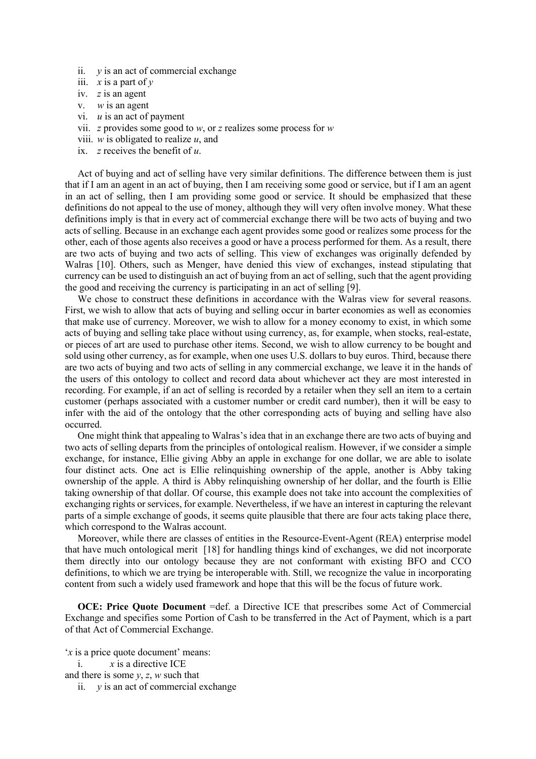ii. *y* is an act of commercial exchange
iii. *x* is a part of *y*
iv. *z* is an agent
v. *w* is an agent
vi. *u* is an act of payment
vii. *z* provides some good to *w*, or *z* realizes some process for *w*
viii. *w* is obligated to realize *u*, and
ix. *z* receives the benefit of *u*.

Act of buying and act of selling have very similar definitions. The difference between them is just that if I am an agent in an act of buying, then I am receiving some good or service, but if I am an agent in an act of selling, then I am providing some good or service. It should be emphasized that these definitions do not appeal to the use of money, although they will very often involve money. What these definitions imply is that in every act of commercial exchange there will be two acts of buying and two acts of selling. Because in an exchange each agent provides some good or realizes some process for the other, each of those agents also receives a good or have a process performed for them. As a result, there are two acts of buying and two acts of selling. This view of exchanges was originally defended by Walras [10]. Others, such as Menger, have denied this view of exchanges, instead stipulating that currency can be used to distinguish an act of buying from an act of selling, such that the agent providing the good and receiving the currency is participating in an act of selling [9].

We chose to construct these definitions in accordance with the Walras view for several reasons. First, we wish to allow that acts of buying and selling occur in barter economies as well as economies that make use of currency. Moreover, we wish to allow for a money economy to exist, in which some acts of buying and selling take place without using currency, as, for example, when stocks, real-estate, or pieces of art are used to purchase other items. Second, we wish to allow currency to be bought and sold using other currency, as for example, when one uses U.S. dollars to buy euros. Third, because there are two acts of buying and two acts of selling in any commercial exchange, we leave it in the hands of the users of this ontology to collect and record data about whichever act they are most interested in recording. For example, if an act of selling is recorded by a retailer when they sell an item to a certain customer (perhaps associated with a customer number or credit card number), then it will be easy to infer with the aid of the ontology that the other corresponding acts of buying and selling have also occurred.

One might think that appealing to Walras's idea that in an exchange there are two acts of buying and two acts of selling departs from the principles of ontological realism. However, if we consider a simple exchange, for instance, Ellie giving Abby an apple in exchange for one dollar, we are able to isolate four distinct acts. One act is Ellie relinquishing ownership of the apple, another is Abby taking ownership of the apple. A third is Abby relinquishing ownership of her dollar, and the fourth is Ellie taking ownership of that dollar. Of course, this example does not take into account the complexities of exchanging rights or services, for example. Nevertheless, if we have an interest in capturing the relevant parts of a simple exchange of goods, it seems quite plausible that there are four acts taking place there, which correspond to the Walras account.

Moreover, while there are classes of entities in the Resource-Event-Agent (REA) enterprise model that have much ontological merit [18] for handling things kind of exchanges, we did not incorporate them directly into our ontology because they are not conformant with existing BFO and CCO definitions, to which we are trying be interoperable with. Still, we recognize the value in incorporating content from such a widely used framework and hope that this will be the focus of future work.

**OCE: Price Quote Document** =def. a Directive ICE that prescribes some Act of Commercial Exchange and specifies some Portion of Cash to be transferred in the Act of Payment, which is a part of that Act of Commercial Exchange.

'*x* is a price quote document' means:
i. *x* is a directive ICE

and there is some *y*, *z*, *w* such that
ii. *y* is an act of commercial exchange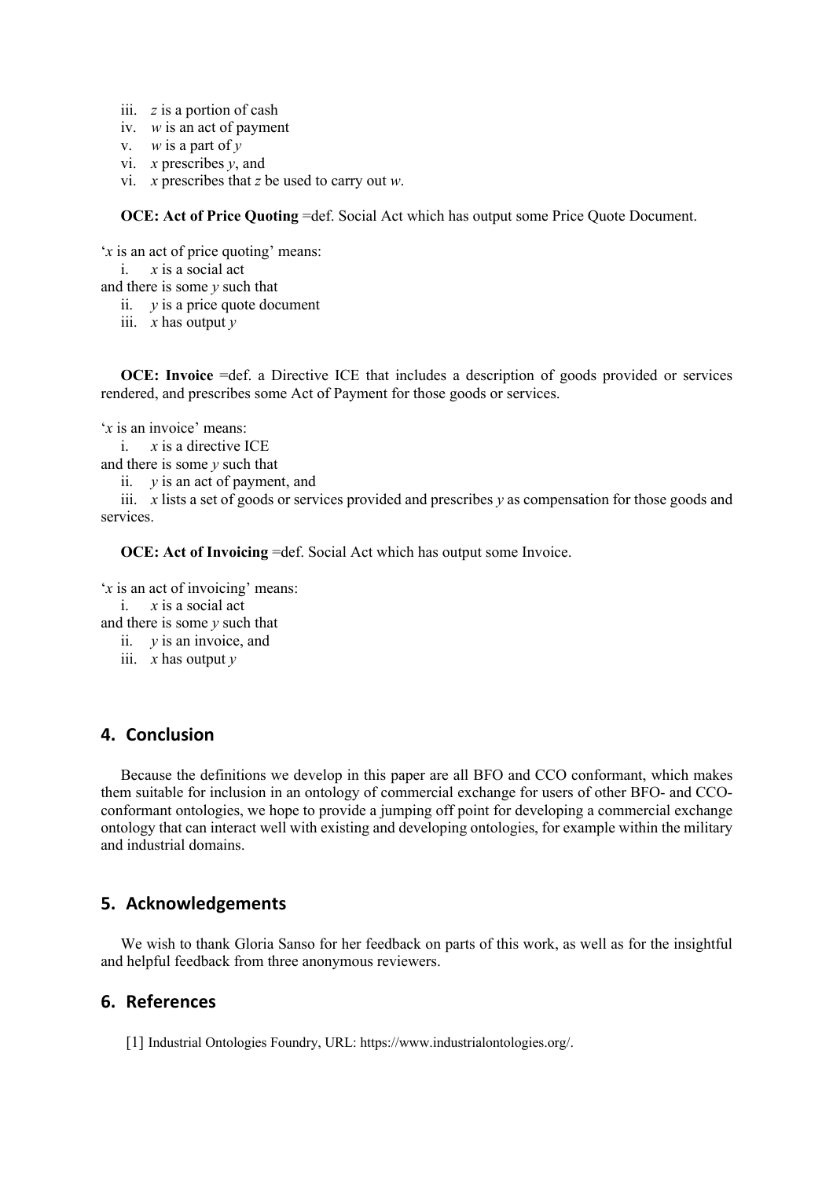iii. *z* is a portion of cash
iv. *w* is an act of payment
v. *w* is a part of *y*
vi. *x* prescribes *y*, and
vi. *x* prescribes that *z* be used to carry out *w*.

**OCE: Act of Price Quoting** =def. Social Act which has output some Price Quote Document.

'*x* is an act of price quoting' means:
i. *x* is a social act
and there is some *y* such that
ii. *y* is a price quote document
iii. *x* has output *y*

**OCE: Invoice** =def. a Directive ICE that includes a description of goods provided or services rendered, and prescribes some Act of Payment for those goods or services.

'*x* is an invoice' means:
i. *x* is a directive ICE
and there is some *y* such that
ii. *y* is an act of payment, and
iii. *x* lists a set of goods or services provided and prescribes *y* as compensation for those goods and services.

**OCE: Act of Invoicing** =def. Social Act which has output some Invoice.

'*x* is an act of invoicing' means:
i. *x* is a social act
and there is some *y* such that
ii. *y* is an invoice, and
iii. *x* has output *y*

## 4. Conclusion

Because the definitions we develop in this paper are all BFO and CCO conformant, which makes them suitable for inclusion in an ontology of commercial exchange for users of other BFO- and CCO-conformant ontologies, we hope to provide a jumping off point for developing a commercial exchange ontology that can interact well with existing and developing ontologies, for example within the military and industrial domains.

## 5. Acknowledgements

We wish to thank Gloria Sanso for her feedback on parts of this work, as well as for the insightful and helpful feedback from three anonymous reviewers.

## 6. References

[1] Industrial Ontologies Foundry, URL: https://www.industrialontologies.org/.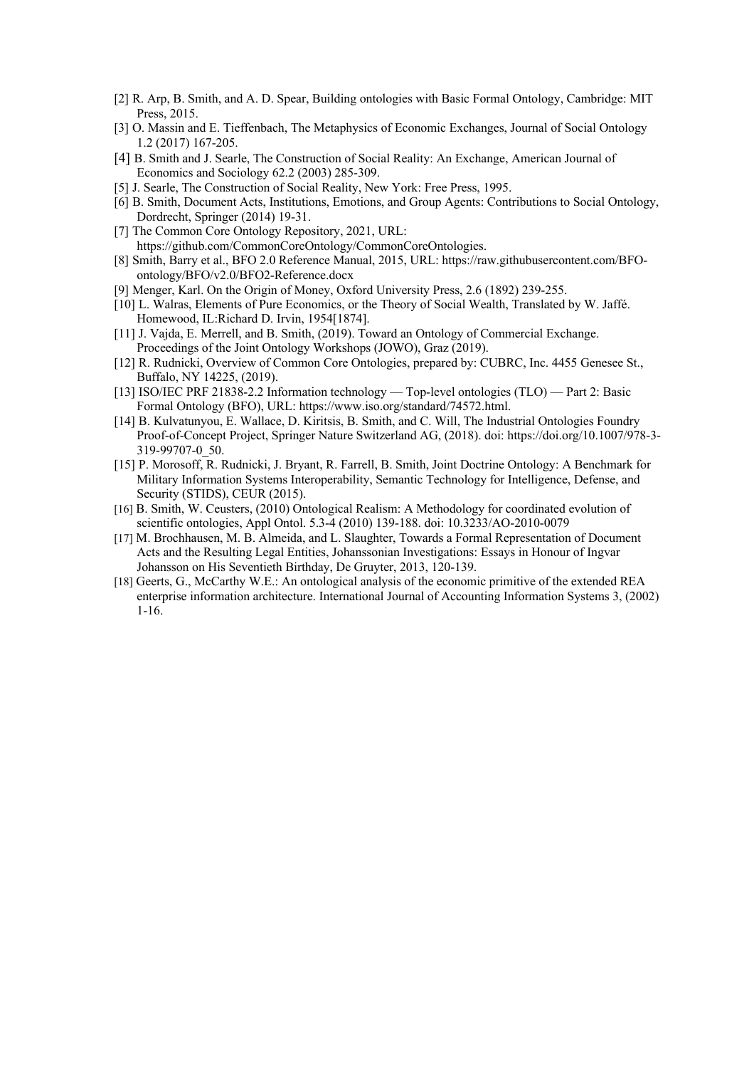[2] R. Arp, B. Smith, and A. D. Spear, Building ontologies with Basic Formal Ontology, Cambridge: MIT Press, 2015.

[3] O. Massin and E. Tieffenbach, The Metaphysics of Economic Exchanges, Journal of Social Ontology 1.2 (2017) 167-205.

[4] B. Smith and J. Searle, The Construction of Social Reality: An Exchange, American Journal of Economics and Sociology 62.2 (2003) 285-309.

[5] J. Searle, The Construction of Social Reality, New York: Free Press, 1995.

[6] B. Smith, Document Acts, Institutions, Emotions, and Group Agents: Contributions to Social Ontology, Dordrecht, Springer (2014) 19-31.

[7] The Common Core Ontology Repository, 2021, URL: https://github.com/CommonCoreOntology/CommonCoreOntologies.

[8] Smith, Barry et al., BFO 2.0 Reference Manual, 2015, URL: https://raw.githubusercontent.com/BFO-ontology/BFO/v2.0/BFO2-Reference.docx

[9] Menger, Karl. On the Origin of Money, Oxford University Press, 2.6 (1892) 239-255.

[10] L. Walras, Elements of Pure Economics, or the Theory of Social Wealth, Translated by W. Jaffé. Homewood, IL:Richard D. Irvin, 1954[1874].

[11] J. Vajda, E. Merrell, and B. Smith, (2019). Toward an Ontology of Commercial Exchange. Proceedings of the Joint Ontology Workshops (JOWO), Graz (2019).

[12] R. Rudnicki, Overview of Common Core Ontologies, prepared by: CUBRC, Inc. 4455 Genesee St., Buffalo, NY 14225, (2019).

[13] ISO/IEC PRF 21838-2.2 Information technology — Top-level ontologies (TLO) — Part 2: Basic Formal Ontology (BFO), URL: https://www.iso.org/standard/74572.html.

[14] B. Kulvatunyou, E. Wallace, D. Kiritsis, B. Smith, and C. Will, The Industrial Ontologies Foundry Proof-of-Concept Project, Springer Nature Switzerland AG, (2018). doi: https://doi.org/10.1007/978-3-319-99707-0_50.

[15] P. Morosoff, R. Rudnicki, J. Bryant, R. Farrell, B. Smith, Joint Doctrine Ontology: A Benchmark for Military Information Systems Interoperability, Semantic Technology for Intelligence, Defense, and Security (STIDS), CEUR (2015).

[16] B. Smith, W. Ceusters, (2010) Ontological Realism: A Methodology for coordinated evolution of scientific ontologies, Appl Ontol. 5.3-4 (2010) 139-188. doi: 10.3233/AO-2010-0079

[17] M. Brochhausen, M. B. Almeida, and L. Slaughter, Towards a Formal Representation of Document Acts and the Resulting Legal Entities, Johanssonian Investigations: Essays in Honour of Ingvar Johansson on His Seventieth Birthday, De Gruyter, 2013, 120-139.

[18] Geerts, G., McCarthy W.E.: An ontological analysis of the economic primitive of the extended REA enterprise information architecture. International Journal of Accounting Information Systems 3, (2002) 1-16.